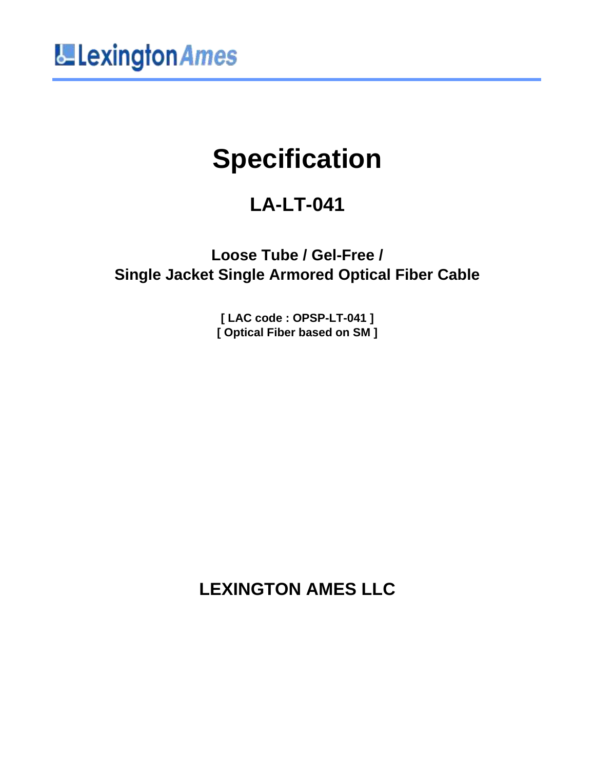LexingtonAmes

# Specification

## LA-LT-041

### Loose Tube / Gel-Free / Single Jacket Single Armored Optical Fiber Cable

**[ LAC code : OPSP-LT-041 ]**
**[ Optical Fiber based on SM ]**

## LEXINGTON AMES LLC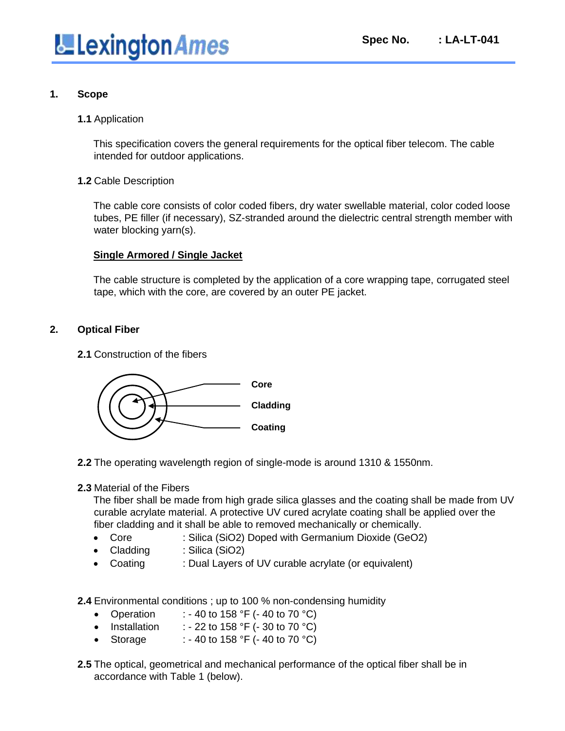## 1. Scope

**1.1** Application

This specification covers the general requirements for the optical fiber telecom. The cable intended for outdoor applications.

**1.2** Cable Description

The cable core consists of color coded fibers, dry water swellable material, color coded loose tubes, PE filler (if necessary), SZ-stranded around the dielectric central strength member with water blocking yarn(s).

**<u>Single Armored / Single Jacket</u>**

The cable structure is completed by the application of a core wrapping tape, corrugated steel tape, which with the core, are covered by an outer PE jacket.

## 2. Optical Fiber

**2.1** Construction of the fibers

**Core**

**Cladding**

**Coating**

**2.2** The operating wavelength region of single-mode is around 1310 & 1550nm.

**2.3** Material of the Fibers

The fiber shall be made from high grade silica glasses and the coating shall be made from UV curable acrylate material. A protective UV cured acrylate coating shall be applied over the fiber cladding and it shall be able to removed mechanically or chemically.

- Core : Silica ($SiO_2$) Doped with Germanium Dioxide ($GeO_2$)
- Cladding : Silica ($SiO_2$)
- Coating : Dual Layers of UV curable acrylate (or equivalent)

**2.4** Environmental conditions ; up to 100 % non-condensing humidity

- Operation : - 40 to 158 °F (- 40 to 70 °C)
- Installation : - 22 to 158 °F (- 30 to 70 °C)
- Storage : - 40 to 158 °F (- 40 to 70 °C)

**2.5** The optical, geometrical and mechanical performance of the optical fiber shall be in accordance with Table 1 (below).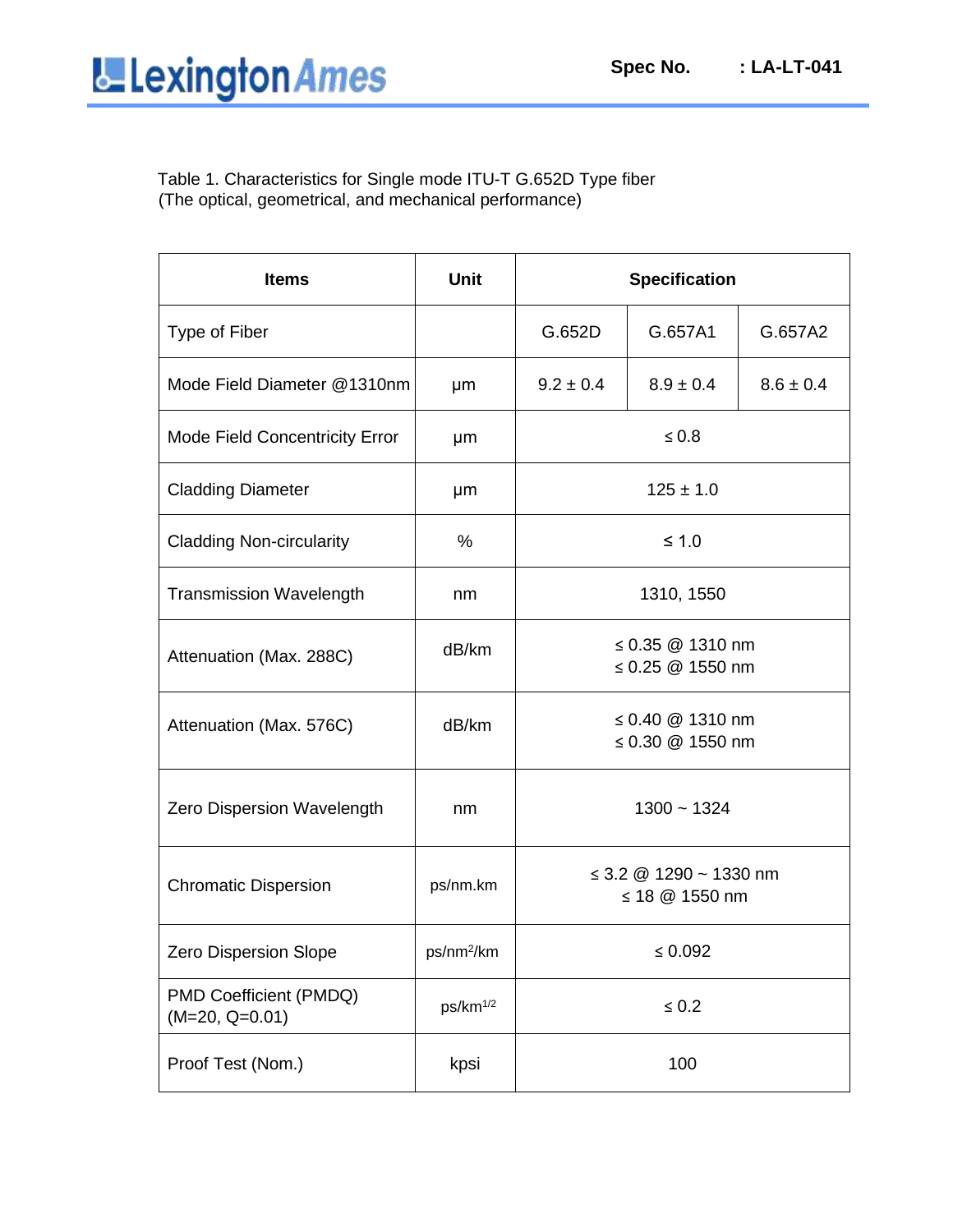Table 1. Characteristics for Single mode ITU-T G.652D Type fiber
(The optical, geometrical, and mechanical performance)

| Items | Unit | Specification | | |
|---|---|---|---|---|
| Type of Fiber | | G.652D | G.657A1 | G.657A2 |
| Mode Field Diameter @1310nm | μm | 9.2 ± 0.4 | 8.9 ± 0.4 | 8.6 ± 0.4 |
| Mode Field Concentricity Error | μm | ≤ 0.8 | | |
| Cladding Diameter | μm | 125 ± 1.0 | | |
| Cladding Non-circularity | % | ≤ 1.0 | | |
| Transmission Wavelength | nm | 1310, 1550 | | |
| Attenuation (Max. 288C) | dB/km | ≤ 0.35 @ 1310 nm<br>≤ 0.25 @ 1550 nm | | |
| Attenuation (Max. 576C) | dB/km | ≤ 0.40 @ 1310 nm<br>≤ 0.30 @ 1550 nm | | |
| Zero Dispersion Wavelength | nm | 1300 ~ 1324 | | |
| Chromatic Dispersion | ps/nm.km | ≤ 3.2 @ 1290 ~ 1330 nm<br>≤ 18 @ 1550 nm | | |
| Zero Dispersion Slope | $ps/nm^2/km$ | ≤ 0.092 | | |
| PMD Coefficient (PMDQ) (M=20, Q=0.01) | $ps/km^{1/2}$ | ≤ 0.2 | | |
| Proof Test (Nom.) | kpsi | 100 | | |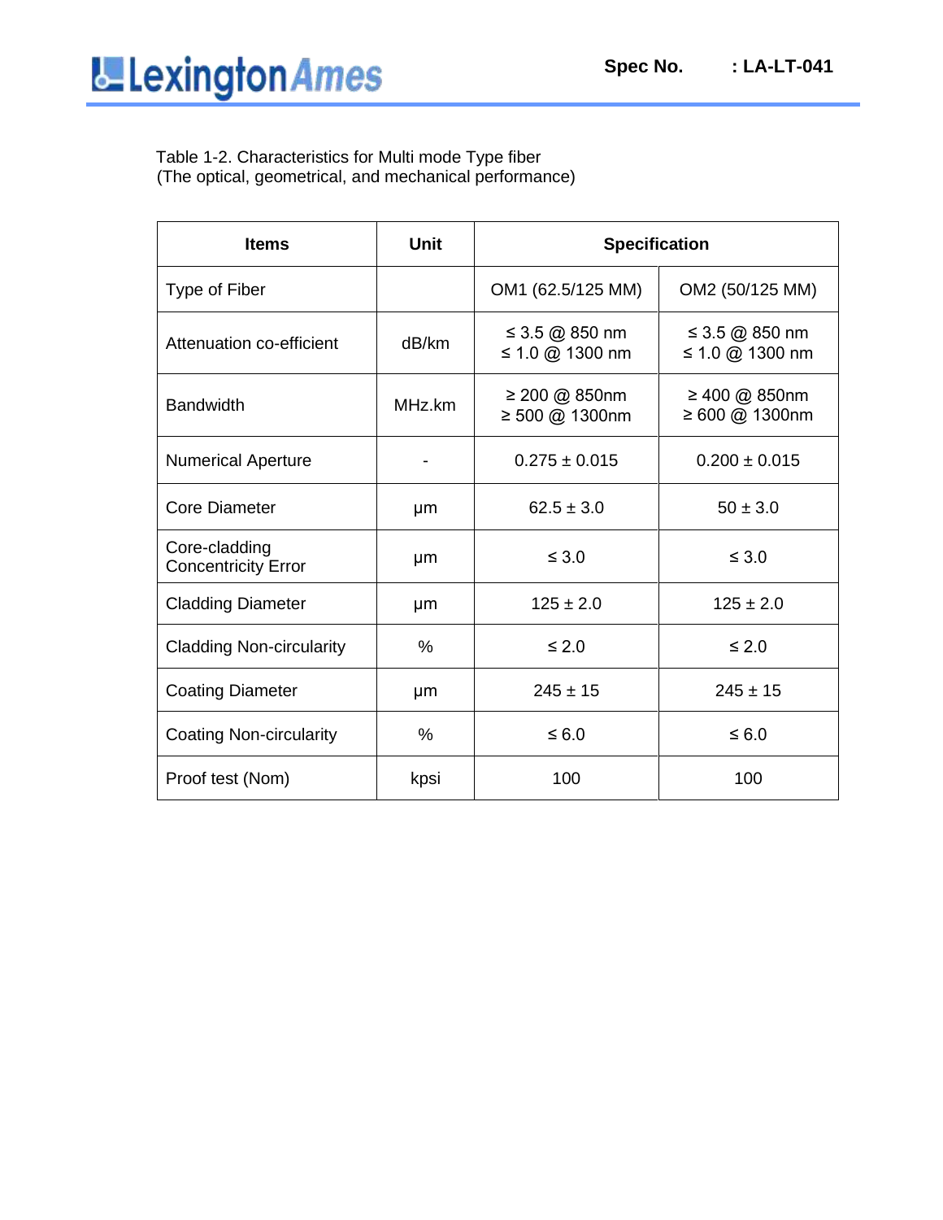Table 1-2. Characteristics for Multi mode Type fiber
(The optical, geometrical, and mechanical performance)

| Items | Unit | Specification | |
|---|---|---|---|
| Type of Fiber | | OM1 (62.5/125 MM) | OM2 (50/125 MM) |
| Attenuation co-efficient | dB/km | ≤ 3.5 @ 850 nm<br>≤ 1.0 @ 1300 nm | ≤ 3.5 @ 850 nm<br>≤ 1.0 @ 1300 nm |
| Bandwidth | MHz.km | ≥ 200 @ 850nm<br>≥ 500 @ 1300nm | ≥ 400 @ 850nm<br>≥ 600 @ 1300nm |
| Numerical Aperture | - | 0.275 ± 0.015 | 0.200 ± 0.015 |
| Core Diameter | μm | 62.5 ± 3.0 | 50 ± 3.0 |
| Core-cladding Concentricity Error | μm | ≤ 3.0 | ≤ 3.0 |
| Cladding Diameter | μm | 125 ± 2.0 | 125 ± 2.0 |
| Cladding Non-circularity | % | ≤ 2.0 | ≤ 2.0 |
| Coating Diameter | μm | 245 ± 15 | 245 ± 15 |
| Coating Non-circularity | % | ≤ 6.0 | ≤ 6.0 |
| Proof test (Nom) | kpsi | 100 | 100 |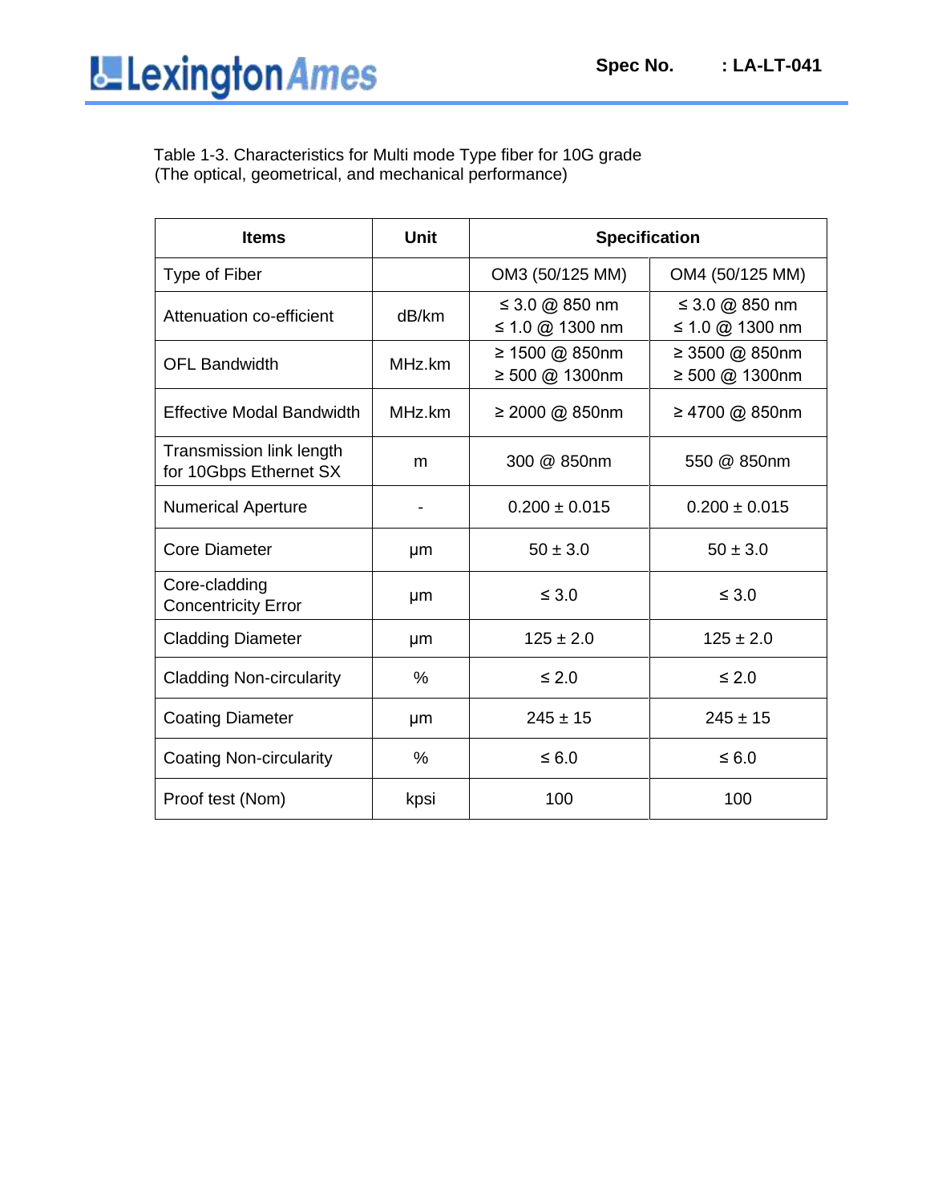Table 1-3. Characteristics for Multi mode Type fiber for 10G grade
(The optical, geometrical, and mechanical performance)

| Items | Unit | Specification | |
|---|---|---|---|
| Type of Fiber | | OM3 (50/125 MM) | OM4 (50/125 MM) |
| Attenuation co-efficient | dB/km | ≤ 3.0 @ 850 nm<br>≤ 1.0 @ 1300 nm | ≤ 3.0 @ 850 nm<br>≤ 1.0 @ 1300 nm |
| OFL Bandwidth | MHz.km | ≥ 1500 @ 850nm<br>≥ 500 @ 1300nm | ≥ 3500 @ 850nm<br>≥ 500 @ 1300nm |
| Effective Modal Bandwidth | MHz.km | ≥ 2000 @ 850nm | ≥ 4700 @ 850nm |
| Transmission link length for 10Gbps Ethernet SX | m | 300 @ 850nm | 550 @ 850nm |
| Numerical Aperture | - | 0.200 ± 0.015 | 0.200 ± 0.015 |
| Core Diameter | μm | 50 ± 3.0 | 50 ± 3.0 |
| Core-cladding Concentricity Error | μm | ≤ 3.0 | ≤ 3.0 |
| Cladding Diameter | μm | 125 ± 2.0 | 125 ± 2.0 |
| Cladding Non-circularity | % | ≤ 2.0 | ≤ 2.0 |
| Coating Diameter | μm | 245 ± 15 | 245 ± 15 |
| Coating Non-circularity | % | ≤ 6.0 | ≤ 6.0 |
| Proof test (Nom) | kpsi | 100 | 100 |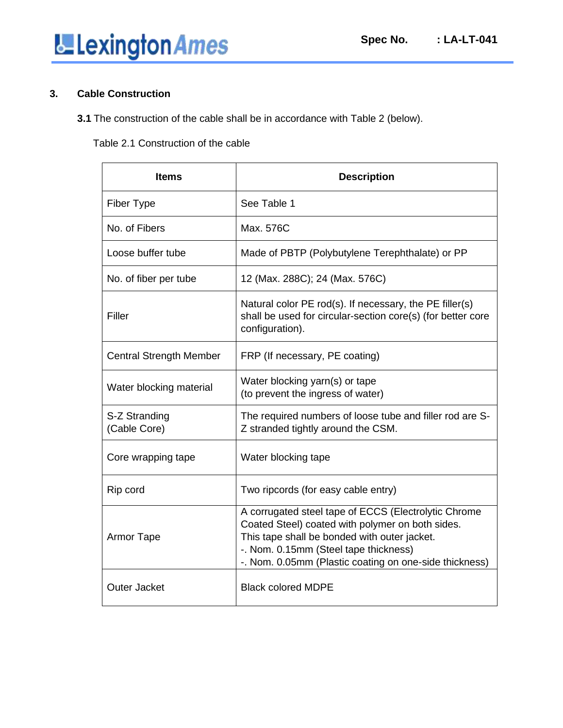## 3. Cable Construction

**3.1** The construction of the cable shall be in accordance with Table 2 (below).

Table 2.1 Construction of the cable

| Items | Description |
|---|---|
| Fiber Type | See Table 1 |
| No. of Fibers | Max. 576C |
| Loose buffer tube | Made of PBTP (Polybutylene Terephthalate) or PP |
| No. of fiber per tube | 12 (Max. 288C); 24 (Max. 576C) |
| Filler | Natural color PE rod(s). If necessary, the PE filler(s) shall be used for circular-section core(s) (for better core configuration). |
| Central Strength Member | FRP (If necessary, PE coating) |
| Water blocking material | Water blocking yarn(s) or tape<br>(to prevent the ingress of water) |
| S-Z Stranding<br>(Cable Core) | The required numbers of loose tube and filler rod are S-Z stranded tightly around the CSM. |
| Core wrapping tape | Water blocking tape |
| Rip cord | Two ripcords (for easy cable entry) |
| Armor Tape | A corrugated steel tape of ECCS (Electrolytic Chrome Coated Steel) coated with polymer on both sides.<br>This tape shall be bonded with outer jacket.<br>-. Nom. 0.15mm (Steel tape thickness)<br>-. Nom. 0.05mm (Plastic coating on one-side thickness) |
| Outer Jacket | Black colored MDPE |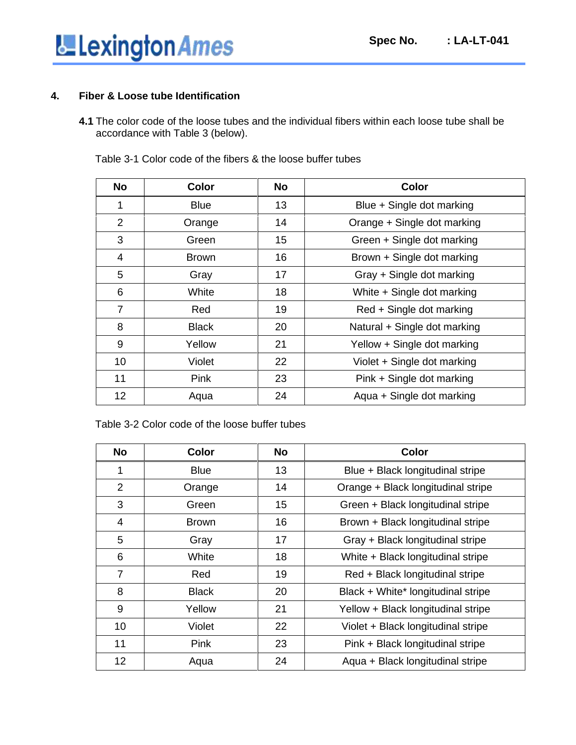## 4. Fiber & Loose tube Identification

**4.1** The color code of the loose tubes and the individual fibers within each loose tube shall be accordance with Table 3 (below).

Table 3-1 Color code of the fibers & the loose buffer tubes

| No | Color | No | Color |
|---|---|---|---|
| 1 | Blue | 13 | Blue + Single dot marking |
| 2 | Orange | 14 | Orange + Single dot marking |
| 3 | Green | 15 | Green + Single dot marking |
| 4 | Brown | 16 | Brown + Single dot marking |
| 5 | Gray | 17 | Gray + Single dot marking |
| 6 | White | 18 | White + Single dot marking |
| 7 | Red | 19 | Red + Single dot marking |
| 8 | Black | 20 | Natural + Single dot marking |
| 9 | Yellow | 21 | Yellow + Single dot marking |
| 10 | Violet | 22 | Violet + Single dot marking |
| 11 | Pink | 23 | Pink + Single dot marking |
| 12 | Aqua | 24 | Aqua + Single dot marking |

Table 3-2 Color code of the loose buffer tubes

| No | Color | No | Color |
|---|---|---|---|
| 1 | Blue | 13 | Blue + Black longitudinal stripe |
| 2 | Orange | 14 | Orange + Black longitudinal stripe |
| 3 | Green | 15 | Green + Black longitudinal stripe |
| 4 | Brown | 16 | Brown + Black longitudinal stripe |
| 5 | Gray | 17 | Gray + Black longitudinal stripe |
| 6 | White | 18 | White + Black longitudinal stripe |
| 7 | Red | 19 | Red + Black longitudinal stripe |
| 8 | Black | 20 | Black + White* longitudinal stripe |
| 9 | Yellow | 21 | Yellow + Black longitudinal stripe |
| 10 | Violet | 22 | Violet + Black longitudinal stripe |
| 11 | Pink | 23 | Pink + Black longitudinal stripe |
| 12 | Aqua | 24 | Aqua + Black longitudinal stripe |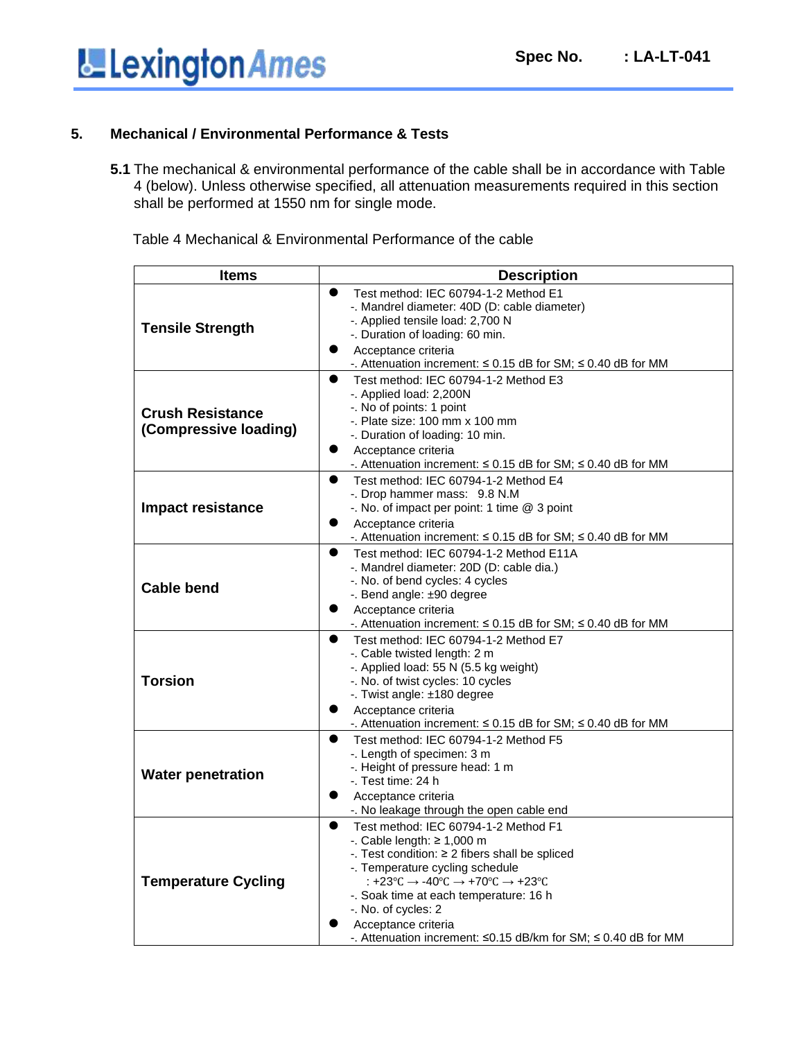## 5. Mechanical / Environmental Performance & Tests

**5.1** The mechanical & environmental performance of the cable shall be in accordance with Table 4 (below). Unless otherwise specified, all attenuation measurements required in this section shall be performed at 1550 nm for single mode.

Table 4 Mechanical & Environmental Performance of the cable

| Items | Description |
|---|---|
| **Tensile Strength** | ● Test method: IEC 60794-1-2 Method E1<br>-. Mandrel diameter: 40D (D: cable diameter)<br>-. Applied tensile load: 2,700 N<br>-. Duration of loading: 60 min.<br>● Acceptance criteria<br>-. Attenuation increment: ≤ 0.15 dB for SM; ≤ 0.40 dB for MM |
| **Crush Resistance (Compressive loading)** | ● Test method: IEC 60794-1-2 Method E3<br>-. Applied load: 2,200N<br>-. No of points: 1 point<br>-. Plate size: 100 mm x 100 mm<br>-. Duration of loading: 10 min.<br>● Acceptance criteria<br>-. Attenuation increment: ≤ 0.15 dB for SM; ≤ 0.40 dB for MM |
| **Impact resistance** | ● Test method: IEC 60794-1-2 Method E4<br>-. Drop hammer mass: 9.8 N.M<br>-. No. of impact per point: 1 time @ 3 point<br>● Acceptance criteria<br>-. Attenuation increment: ≤ 0.15 dB for SM; ≤ 0.40 dB for MM |
| **Cable bend** | ● Test method: IEC 60794-1-2 Method E11A<br>-. Mandrel diameter: 20D (D: cable dia.)<br>-. No. of bend cycles: 4 cycles<br>-. Bend angle: ±90 degree<br>● Acceptance criteria<br>-. Attenuation increment: ≤ 0.15 dB for SM; ≤ 0.40 dB for MM |
| **Torsion** | ● Test method: IEC 60794-1-2 Method E7<br>-. Cable twisted length: 2 m<br>-. Applied load: 55 N (5.5 kg weight)<br>-. No. of twist cycles: 10 cycles<br>-. Twist angle: ±180 degree<br>● Acceptance criteria<br>-. Attenuation increment: ≤ 0.15 dB for SM; ≤ 0.40 dB for MM |
| **Water penetration** | ● Test method: IEC 60794-1-2 Method F5<br>-. Length of specimen: 3 m<br>-. Height of pressure head: 1 m<br>-. Test time: 24 h<br>● Acceptance criteria<br>-. No leakage through the open cable end |
| **Temperature Cycling** | ● Test method: IEC 60794-1-2 Method F1<br>-. Cable length: ≥ 1,000 m<br>-. Test condition: ≥ 2 fibers shall be spliced<br>-. Temperature cycling schedule<br>: +23℃ → -40℃ → +70℃ → +23℃<br>-. Soak time at each temperature: 16 h<br>-. No. of cycles: 2<br>● Acceptance criteria<br>-. Attenuation increment: ≤0.15 dB/km for SM; ≤ 0.40 dB for MM |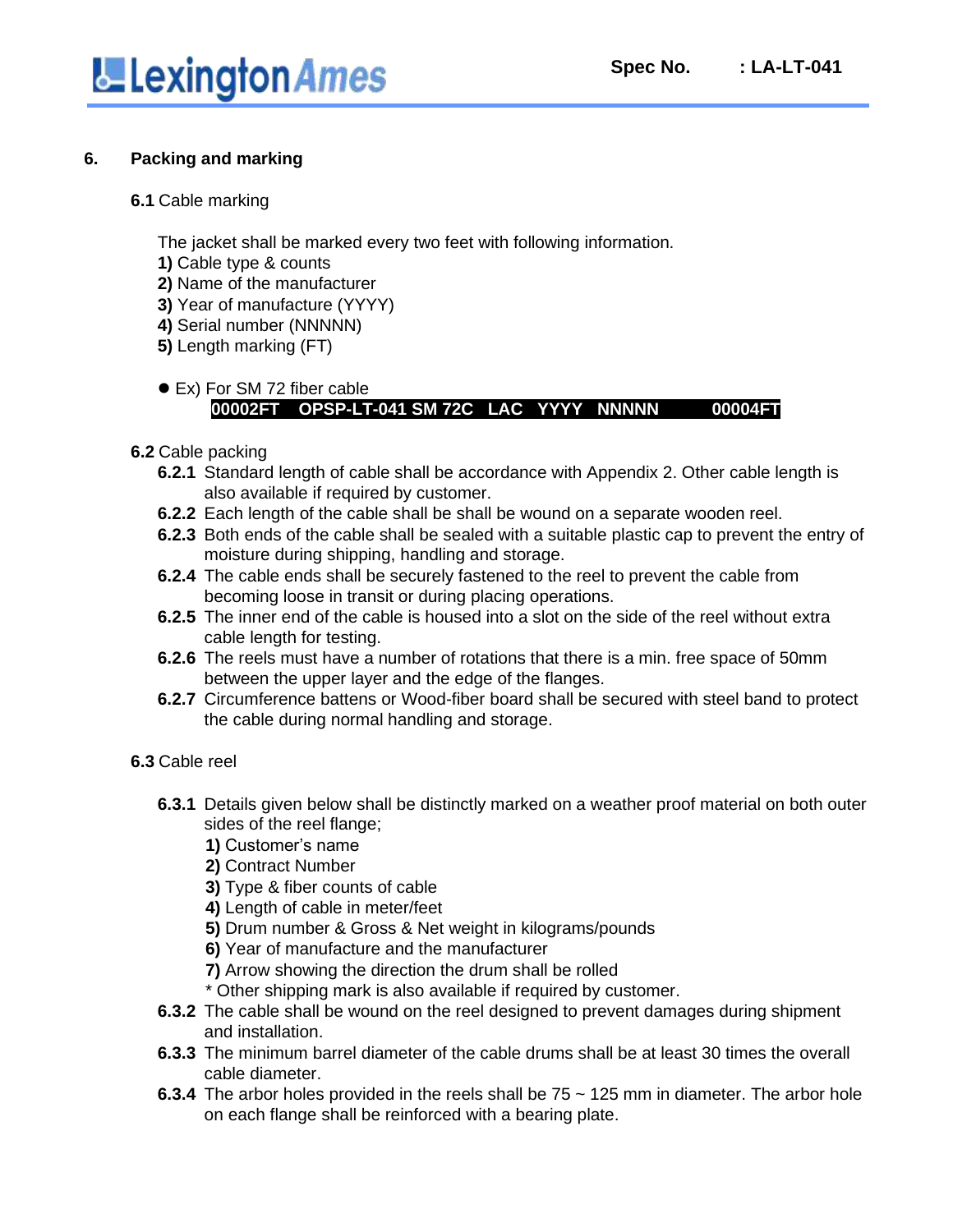## 6. Packing and marking

### 6.1 Cable marking

The jacket shall be marked every two feet with following information.

**1)** Cable type & counts
**2)** Name of the manufacturer
**3)** Year of manufacture (YYYY)
**4)** Serial number (NNNNN)
**5)** Length marking (FT)

- Ex) For SM 72 fiber cable
  **00002FT OPSP-LT-041 SM 72C LAC YYYY NNNNN 00004FT**

### 6.2 Cable packing

**6.2.1** Standard length of cable shall be accordance with Appendix 2. Other cable length is also available if required by customer.

**6.2.2** Each length of the cable shall be shall be wound on a separate wooden reel.

**6.2.3** Both ends of the cable shall be sealed with a suitable plastic cap to prevent the entry of moisture during shipping, handling and storage.

**6.2.4** The cable ends shall be securely fastened to the reel to prevent the cable from becoming loose in transit or during placing operations.

**6.2.5** The inner end of the cable is housed into a slot on the side of the reel without extra cable length for testing.

**6.2.6** The reels must have a number of rotations that there is a min. free space of 50mm between the upper layer and the edge of the flanges.

**6.2.7** Circumference battens or Wood-fiber board shall be secured with steel band to protect the cable during normal handling and storage.

### 6.3 Cable reel

**6.3.1** Details given below shall be distinctly marked on a weather proof material on both outer sides of the reel flange;

**1)** Customer's name
**2)** Contract Number
**3)** Type & fiber counts of cable
**4)** Length of cable in meter/feet
**5)** Drum number & Gross & Net weight in kilograms/pounds
**6)** Year of manufacture and the manufacturer
**7)** Arrow showing the direction the drum shall be rolled
\* Other shipping mark is also available if required by customer.

**6.3.2** The cable shall be wound on the reel designed to prevent damages during shipment and installation.

**6.3.3** The minimum barrel diameter of the cable drums shall be at least 30 times the overall cable diameter.

**6.3.4** The arbor holes provided in the reels shall be 75 ~ 125 mm in diameter. The arbor hole on each flange shall be reinforced with a bearing plate.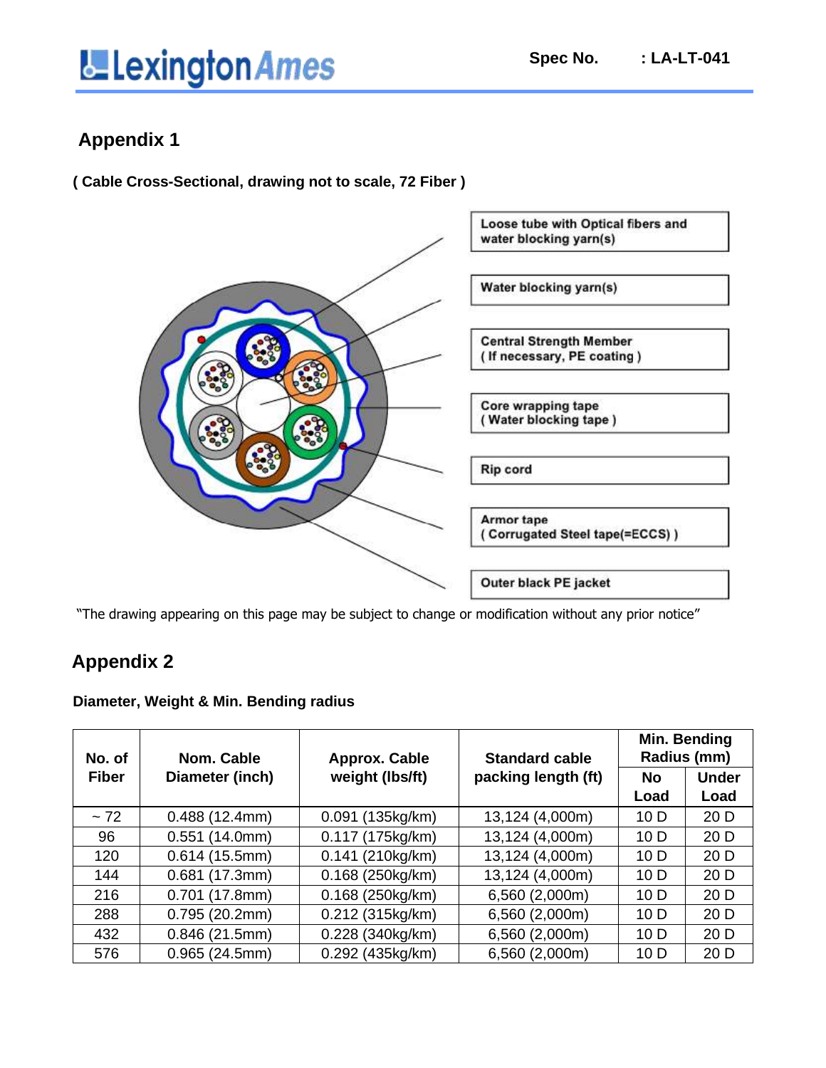## Appendix 1

**( Cable Cross-Sectional, drawing not to scale, 72 Fiber )**

Loose tube with Optical fibers and water blocking yarn(s)

Water blocking yarn(s)

Central Strength Member
( If necessary, PE coating )

Core wrapping tape
( Water blocking tape )

Rip cord

Armor tape
( Corrugated Steel tape(=ECCS) )

Outer black PE jacket

"The drawing appearing on this page may be subject to change or modification without any prior notice"

## Appendix 2

**Diameter, Weight & Min. Bending radius**

| No. of Fiber | Nom. Cable Diameter (inch) | Approx. Cable weight (lbs/ft) | Standard cable packing length (ft) | Min. Bending Radius (mm) | |
|---|---|---|---|---|---|
| | | | | No Load | Under Load |
| ~ 72 | 0.488 (12.4mm) | 0.091 (135kg/km) | 13,124 (4,000m) | 10 D | 20 D |
| 96 | 0.551 (14.0mm) | 0.117 (175kg/km) | 13,124 (4,000m) | 10 D | 20 D |
| 120 | 0.614 (15.5mm) | 0.141 (210kg/km) | 13,124 (4,000m) | 10 D | 20 D |
| 144 | 0.681 (17.3mm) | 0.168 (250kg/km) | 13,124 (4,000m) | 10 D | 20 D |
| 216 | 0.701 (17.8mm) | 0.168 (250kg/km) | 6,560 (2,000m) | 10 D | 20 D |
| 288 | 0.795 (20.2mm) | 0.212 (315kg/km) | 6,560 (2,000m) | 10 D | 20 D |
| 432 | 0.846 (21.5mm) | 0.228 (340kg/km) | 6,560 (2,000m) | 10 D | 20 D |
| 576 | 0.965 (24.5mm) | 0.292 (435kg/km) | 6,560 (2,000m) | 10 D | 20 D |